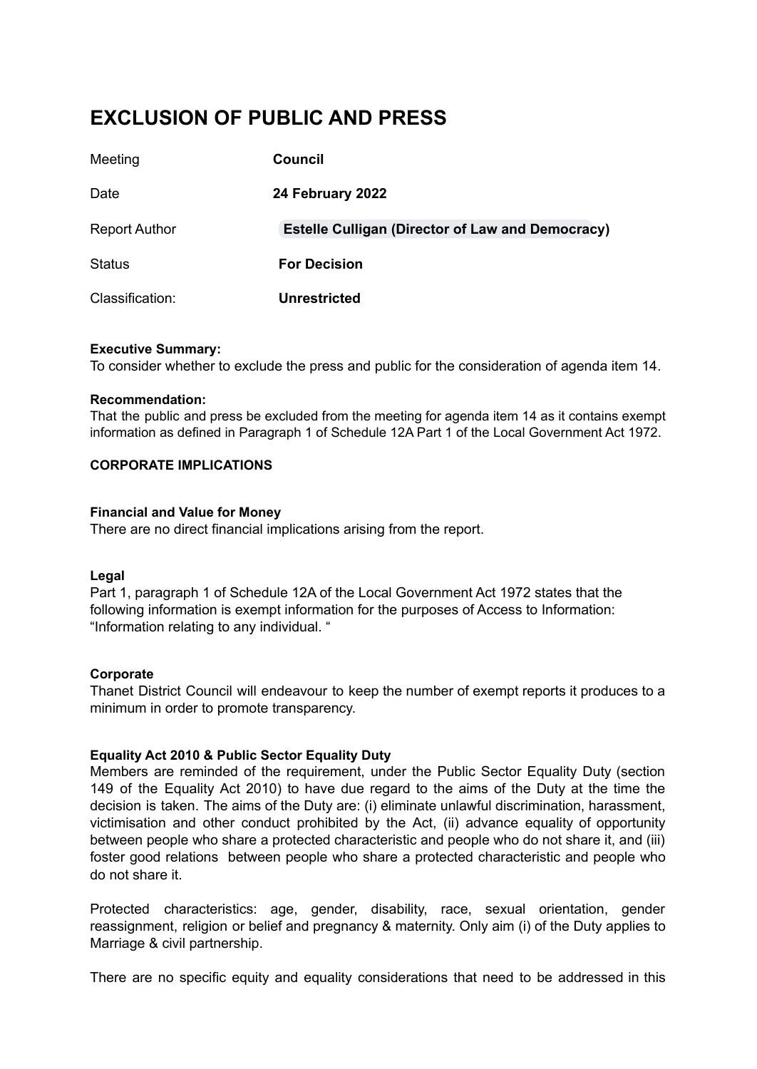# EXCLUSION OF PUBLIC AND PRESS

| | |
|---|---|
| Meeting | **Council** |
| Date | **24 February 2022** |
| Report Author | **Estelle Culligan (Director of Law and Democracy)** |
| Status | **For Decision** |
| Classification: | **Unrestricted** |

**Executive Summary:**
To consider whether to exclude the press and public for the consideration of agenda item 14.

**Recommendation:**
That the public and press be excluded from the meeting for agenda item 14 as it contains exempt information as defined in Paragraph 1 of Schedule 12A Part 1 of the Local Government Act 1972.

**CORPORATE IMPLICATIONS**

**Financial and Value for Money**
There are no direct financial implications arising from the report.

**Legal**
Part 1, paragraph 1 of Schedule 12A of the Local Government Act 1972 states that the following information is exempt information for the purposes of Access to Information: "Information relating to any individual. "

**Corporate**
Thanet District Council will endeavour to keep the number of exempt reports it produces to a minimum in order to promote transparency.

**Equality Act 2010 & Public Sector Equality Duty**
Members are reminded of the requirement, under the Public Sector Equality Duty (section 149 of the Equality Act 2010) to have due regard to the aims of the Duty at the time the decision is taken. The aims of the Duty are: (i) eliminate unlawful discrimination, harassment, victimisation and other conduct prohibited by the Act, (ii) advance equality of opportunity between people who share a protected characteristic and people who do not share it, and (iii) foster good relations between people who share a protected characteristic and people who do not share it.

Protected characteristics: age, gender, disability, race, sexual orientation, gender reassignment, religion or belief and pregnancy & maternity. Only aim (i) of the Duty applies to Marriage & civil partnership.

There are no specific equity and equality considerations that need to be addressed in this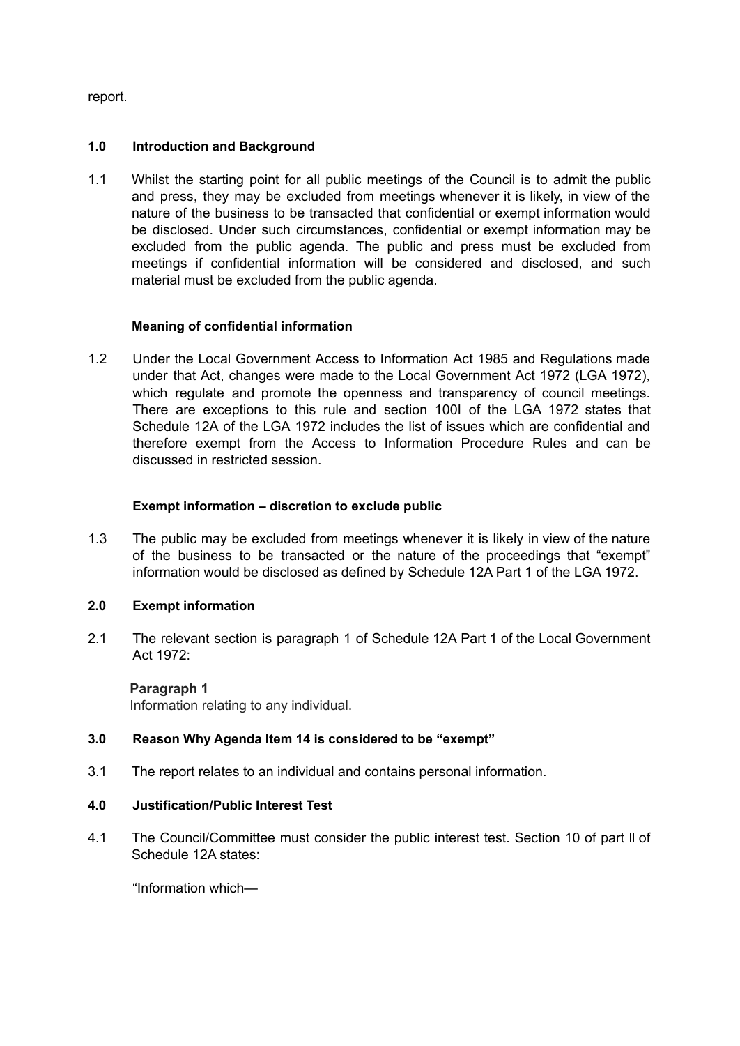report.

## 1.0 Introduction and Background

1.1 Whilst the starting point for all public meetings of the Council is to admit the public and press, they may be excluded from meetings whenever it is likely, in view of the nature of the business to be transacted that confidential or exempt information would be disclosed. Under such circumstances, confidential or exempt information may be excluded from the public agenda. The public and press must be excluded from meetings if confidential information will be considered and disclosed, and such material must be excluded from the public agenda.

### Meaning of confidential information

1.2 Under the Local Government Access to Information Act 1985 and Regulations made under that Act, changes were made to the Local Government Act 1972 (LGA 1972), which regulate and promote the openness and transparency of council meetings. There are exceptions to this rule and section 100I of the LGA 1972 states that Schedule 12A of the LGA 1972 includes the list of issues which are confidential and therefore exempt from the Access to Information Procedure Rules and can be discussed in restricted session.

### Exempt information – discretion to exclude public

1.3 The public may be excluded from meetings whenever it is likely in view of the nature of the business to be transacted or the nature of the proceedings that "exempt" information would be disclosed as defined by Schedule 12A Part 1 of the LGA 1972.

## 2.0 Exempt information

2.1 The relevant section is paragraph 1 of Schedule 12A Part 1 of the Local Government Act 1972:

**Paragraph 1**
Information relating to any individual.

## 3.0 Reason Why Agenda Item 14 is considered to be "exempt"

3.1 The report relates to an individual and contains personal information.

## 4.0 Justification/Public Interest Test

4.1 The Council/Committee must consider the public interest test. Section 10 of part ll of Schedule 12A states:

"Information which—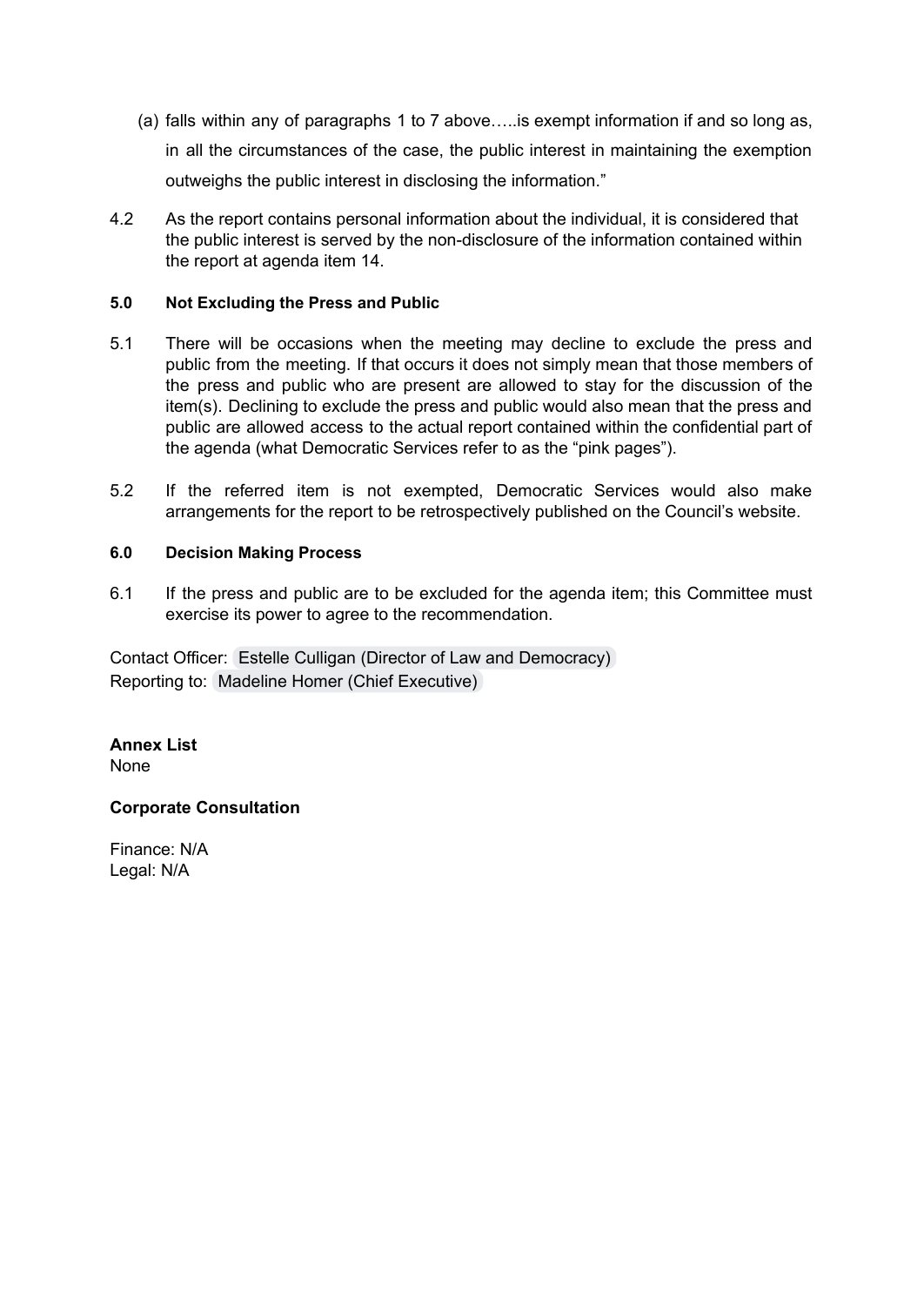(a) falls within any of paragraphs 1 to 7 above…..is exempt information if and so long as, in all the circumstances of the case, the public interest in maintaining the exemption outweighs the public interest in disclosing the information."

4.2 As the report contains personal information about the individual, it is considered that the public interest is served by the non-disclosure of the information contained within the report at agenda item 14.

**5.0 Not Excluding the Press and Public**

5.1 There will be occasions when the meeting may decline to exclude the press and public from the meeting. If that occurs it does not simply mean that those members of the press and public who are present are allowed to stay for the discussion of the item(s). Declining to exclude the press and public would also mean that the press and public are allowed access to the actual report contained within the confidential part of the agenda (what Democratic Services refer to as the "pink pages").

5.2 If the referred item is not exempted, Democratic Services would also make arrangements for the report to be retrospectively published on the Council's website.

**6.0 Decision Making Process**

6.1 If the press and public are to be excluded for the agenda item; this Committee must exercise its power to agree to the recommendation.

Contact Officer: Estelle Culligan (Director of Law and Democracy)
Reporting to: Madeline Homer (Chief Executive)

**Annex List**
None

**Corporate Consultation**

Finance: N/A
Legal: N/A